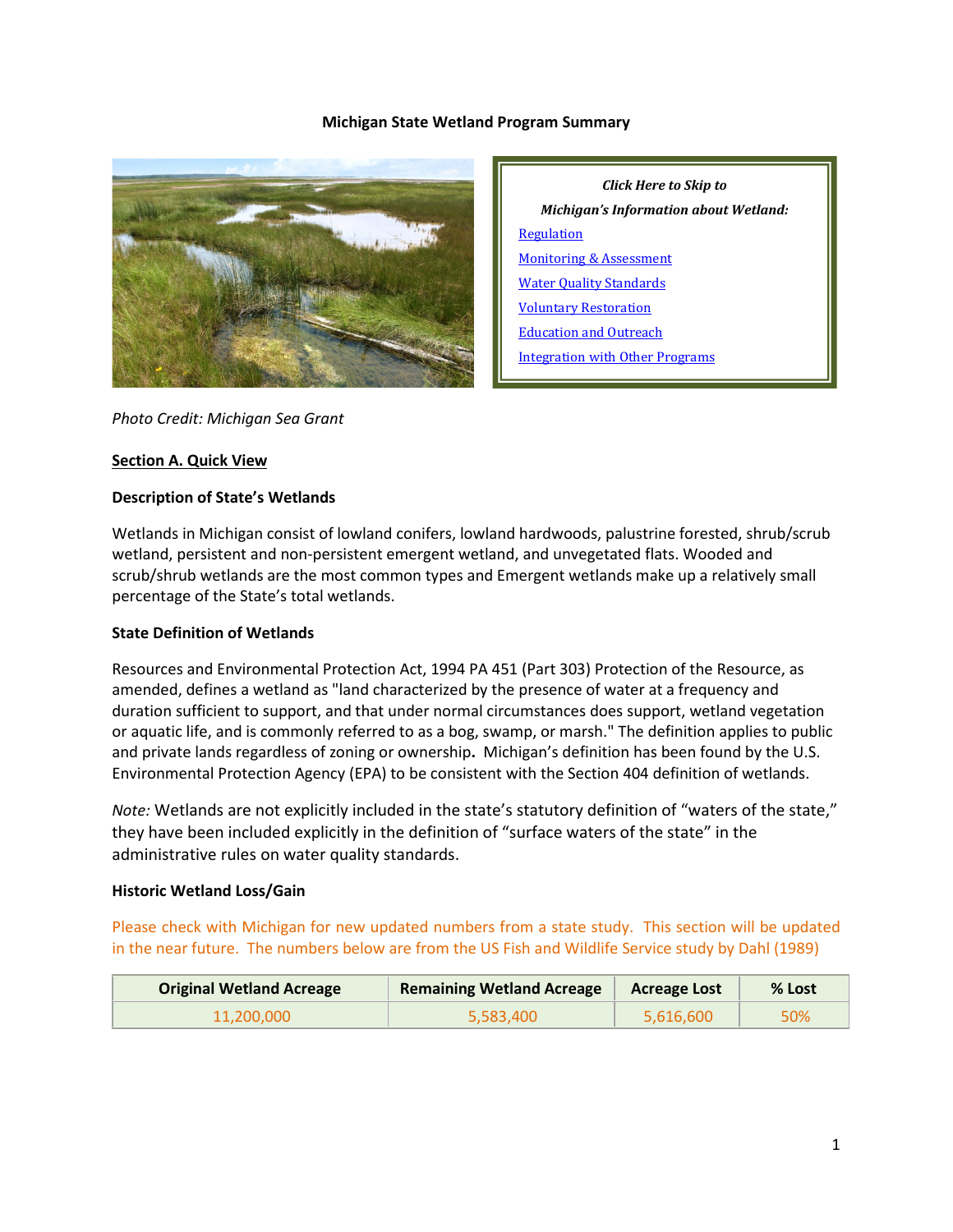# Michigan State Wetland Program Summary

*Click Here to Skip to*

*Michigan's Information about Wetland:*

- Regulation
- Monitoring & Assessment
- Water Quality Standards
- Voluntary Restoration
- Education and Outreach
- Integration with Other Programs

*Photo Credit: Michigan Sea Grant*

## Section A. Quick View

### Description of State's Wetlands

Wetlands in Michigan consist of lowland conifers, lowland hardwoods, palustrine forested, shrub/scrub wetland, persistent and non-persistent emergent wetland, and unvegetated flats. Wooded and scrub/shrub wetlands are the most common types and Emergent wetlands make up a relatively small percentage of the State's total wetlands.

### State Definition of Wetlands

Resources and Environmental Protection Act, 1994 PA 451 (Part 303) Protection of the Resource, as amended, defines a wetland as "land characterized by the presence of water at a frequency and duration sufficient to support, and that under normal circumstances does support, wetland vegetation or aquatic life, and is commonly referred to as a bog, swamp, or marsh." The definition applies to public and private lands regardless of zoning or ownership**.** Michigan's definition has been found by the U.S. Environmental Protection Agency (EPA) to be consistent with the Section 404 definition of wetlands.

*Note:* Wetlands are not explicitly included in the state's statutory definition of "waters of the state," they have been included explicitly in the definition of "surface waters of the state" in the administrative rules on water quality standards.

### Historic Wetland Loss/Gain

Please check with Michigan for new updated numbers from a state study. This section will be updated in the near future. The numbers below are from the US Fish and Wildlife Service study by Dahl (1989)

| Original Wetland Acreage | Remaining Wetland Acreage | Acreage Lost | % Lost |
|---|---|---|---|
| 11,200,000 | 5,583,400 | 5,616,600 | 50% |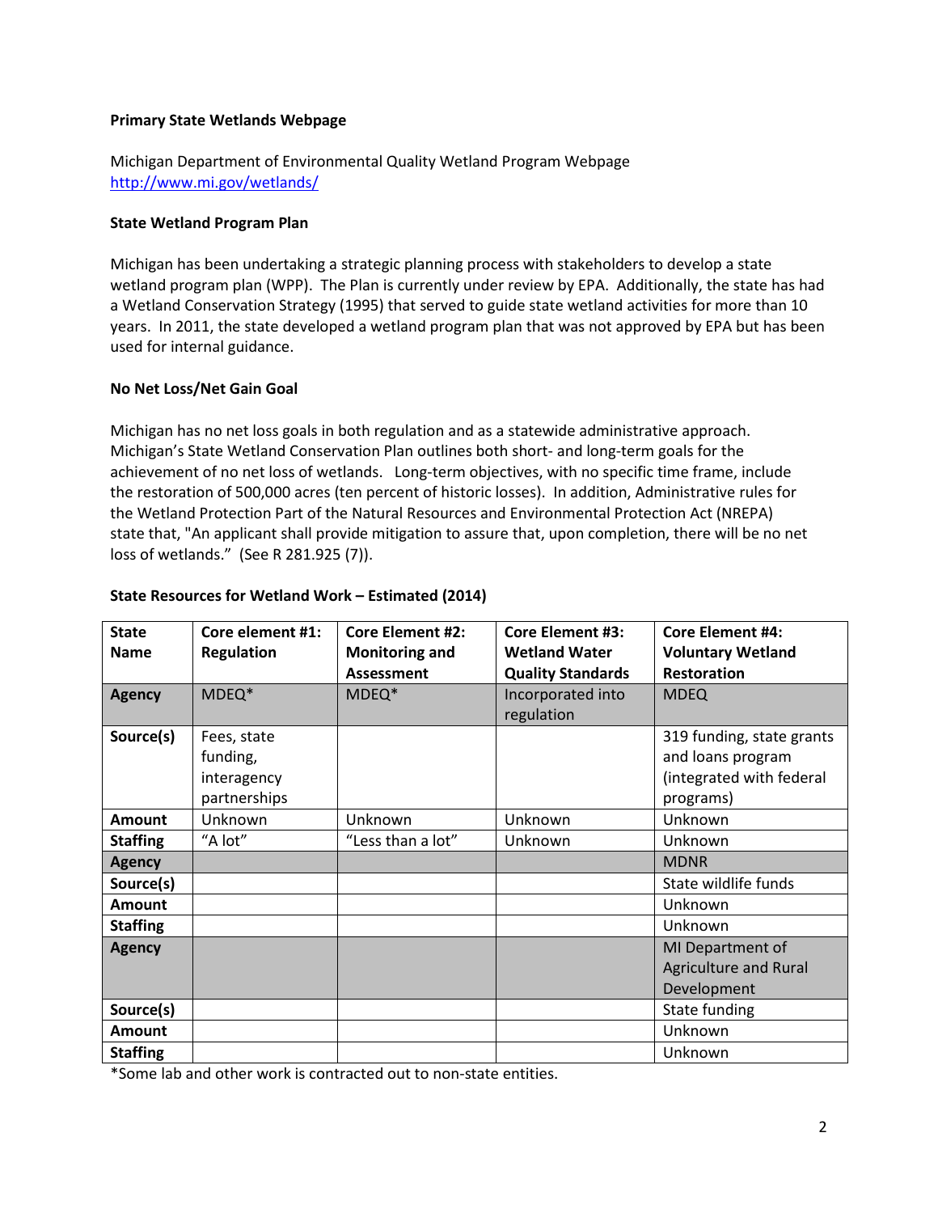**Primary State Wetlands Webpage**

Michigan Department of Environmental Quality Wetland Program Webpage
http://www.mi.gov/wetlands/

**State Wetland Program Plan**

Michigan has been undertaking a strategic planning process with stakeholders to develop a state wetland program plan (WPP). The Plan is currently under review by EPA. Additionally, the state has had a Wetland Conservation Strategy (1995) that served to guide state wetland activities for more than 10 years. In 2011, the state developed a wetland program plan that was not approved by EPA but has been used for internal guidance.

**No Net Loss/Net Gain Goal**

Michigan has no net loss goals in both regulation and as a statewide administrative approach. Michigan's State Wetland Conservation Plan outlines both short- and long-term goals for the achievement of no net loss of wetlands. Long-term objectives, with no specific time frame, include the restoration of 500,000 acres (ten percent of historic losses). In addition, Administrative rules for the Wetland Protection Part of the Natural Resources and Environmental Protection Act (NREPA) state that, "An applicant shall provide mitigation to assure that, upon completion, there will be no net loss of wetlands." (See R 281.925 (7)).

**State Resources for Wetland Work – Estimated (2014)**

| State Name | Core element #1: Regulation | Core Element #2: Monitoring and Assessment | Core Element #3: Wetland Water Quality Standards | Core Element #4: Voluntary Wetland Restoration |
|---|---|---|---|---|
| **Agency** | MDEQ* | MDEQ* | Incorporated into regulation | MDEQ |
| **Source(s)** | Fees, state funding, interagency partnerships | | | 319 funding, state grants and loans program (integrated with federal programs) |
| **Amount** | Unknown | Unknown | Unknown | Unknown |
| **Staffing** | "A lot" | "Less than a lot" | Unknown | Unknown |
| **Agency** | | | | MDNR |
| **Source(s)** | | | | State wildlife funds |
| **Amount** | | | | Unknown |
| **Staffing** | | | | Unknown |
| **Agency** | | | | MI Department of Agriculture and Rural Development |
| **Source(s)** | | | | State funding |
| **Amount** | | | | Unknown |
| **Staffing** | | | | Unknown |

*Some lab and other work is contracted out to non-state entities.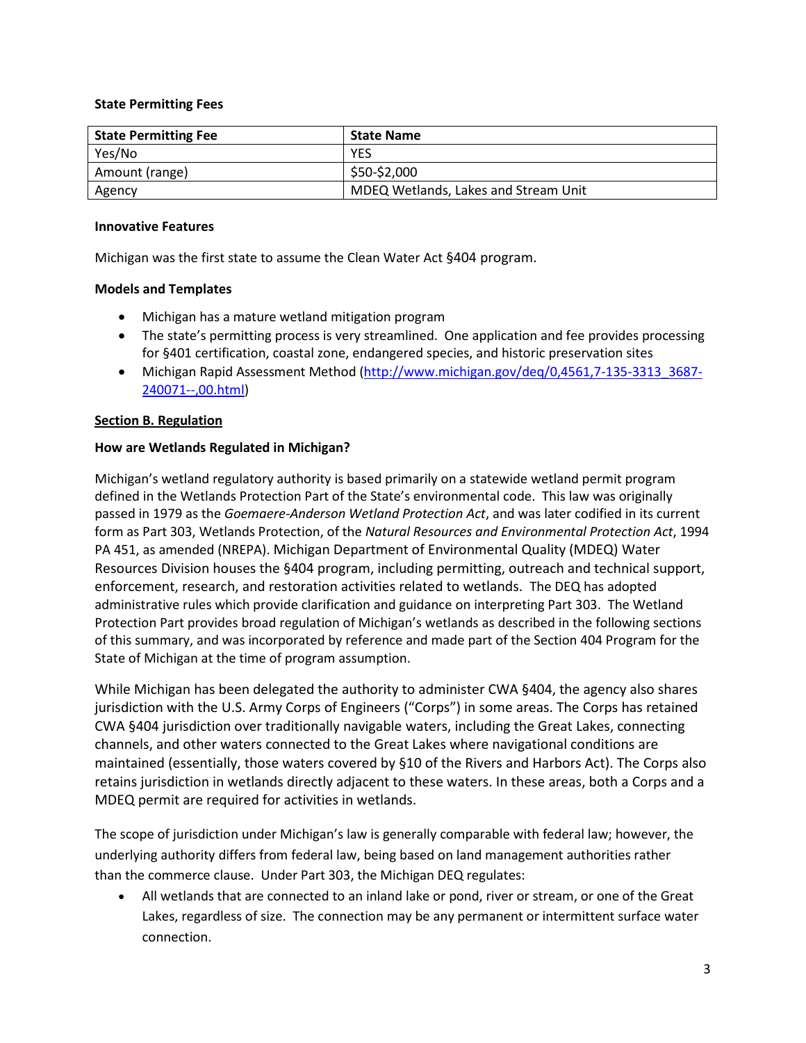**State Permitting Fees**

| State Permitting Fee | State Name |
|---|---|
| Yes/No | YES |
| Amount (range) | $50-$2,000 |
| Agency | MDEQ Wetlands, Lakes and Stream Unit |

**Innovative Features**

Michigan was the first state to assume the Clean Water Act §404 program.

**Models and Templates**

- Michigan has a mature wetland mitigation program
- The state's permitting process is very streamlined. One application and fee provides processing for §401 certification, coastal zone, endangered species, and historic preservation sites
- Michigan Rapid Assessment Method (http://www.michigan.gov/deq/0,4561,7-135-3313_3687-240071--,00.html)

**Section B. Regulation**

**How are Wetlands Regulated in Michigan?**

Michigan's wetland regulatory authority is based primarily on a statewide wetland permit program defined in the Wetlands Protection Part of the State's environmental code. This law was originally passed in 1979 as the *Goemaere-Anderson Wetland Protection Act*, and was later codified in its current form as Part 303, Wetlands Protection, of the *Natural Resources and Environmental Protection Act*, 1994 PA 451, as amended (NREPA). Michigan Department of Environmental Quality (MDEQ) Water Resources Division houses the §404 program, including permitting, outreach and technical support, enforcement, research, and restoration activities related to wetlands. The DEQ has adopted administrative rules which provide clarification and guidance on interpreting Part 303. The Wetland Protection Part provides broad regulation of Michigan's wetlands as described in the following sections of this summary, and was incorporated by reference and made part of the Section 404 Program for the State of Michigan at the time of program assumption.

While Michigan has been delegated the authority to administer CWA §404, the agency also shares jurisdiction with the U.S. Army Corps of Engineers ("Corps") in some areas. The Corps has retained CWA §404 jurisdiction over traditionally navigable waters, including the Great Lakes, connecting channels, and other waters connected to the Great Lakes where navigational conditions are maintained (essentially, those waters covered by §10 of the Rivers and Harbors Act). The Corps also retains jurisdiction in wetlands directly adjacent to these waters. In these areas, both a Corps and a MDEQ permit are required for activities in wetlands.

The scope of jurisdiction under Michigan's law is generally comparable with federal law; however, the underlying authority differs from federal law, being based on land management authorities rather than the commerce clause. Under Part 303, the Michigan DEQ regulates:

- All wetlands that are connected to an inland lake or pond, river or stream, or one of the Great Lakes, regardless of size. The connection may be any permanent or intermittent surface water connection.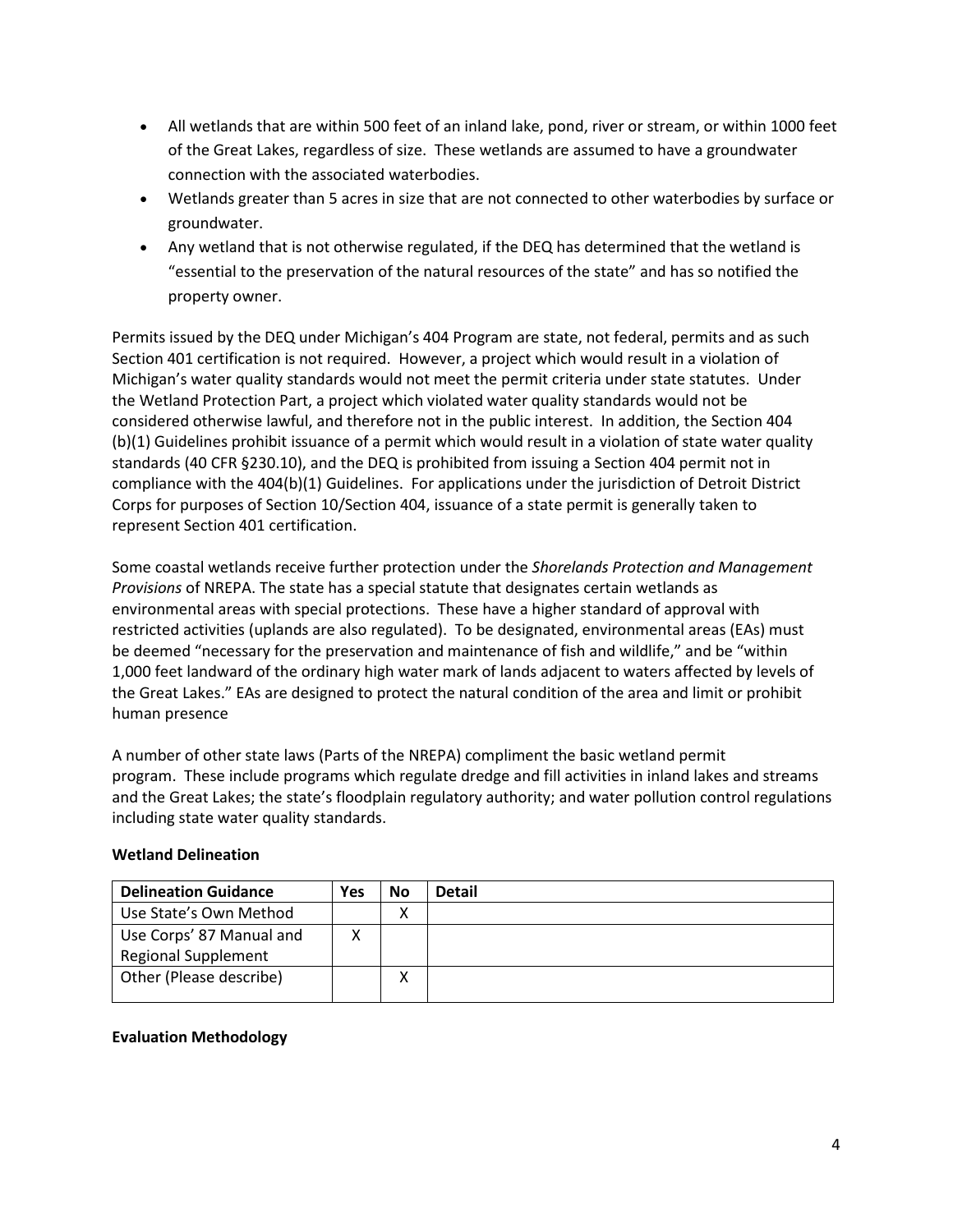- All wetlands that are within 500 feet of an inland lake, pond, river or stream, or within 1000 feet of the Great Lakes, regardless of size. These wetlands are assumed to have a groundwater connection with the associated waterbodies.
- Wetlands greater than 5 acres in size that are not connected to other waterbodies by surface or groundwater.
- Any wetland that is not otherwise regulated, if the DEQ has determined that the wetland is "essential to the preservation of the natural resources of the state" and has so notified the property owner.

Permits issued by the DEQ under Michigan's 404 Program are state, not federal, permits and as such Section 401 certification is not required. However, a project which would result in a violation of Michigan's water quality standards would not meet the permit criteria under state statutes. Under the Wetland Protection Part, a project which violated water quality standards would not be considered otherwise lawful, and therefore not in the public interest. In addition, the Section 404 (b)(1) Guidelines prohibit issuance of a permit which would result in a violation of state water quality standards (40 CFR §230.10), and the DEQ is prohibited from issuing a Section 404 permit not in compliance with the 404(b)(1) Guidelines. For applications under the jurisdiction of Detroit District Corps for purposes of Section 10/Section 404, issuance of a state permit is generally taken to represent Section 401 certification.

Some coastal wetlands receive further protection under the *Shorelands Protection and Management Provisions* of NREPA. The state has a special statute that designates certain wetlands as environmental areas with special protections. These have a higher standard of approval with restricted activities (uplands are also regulated). To be designated, environmental areas (EAs) must be deemed "necessary for the preservation and maintenance of fish and wildlife," and be "within 1,000 feet landward of the ordinary high water mark of lands adjacent to waters affected by levels of the Great Lakes." EAs are designed to protect the natural condition of the area and limit or prohibit human presence

A number of other state laws (Parts of the NREPA) compliment the basic wetland permit program. These include programs which regulate dredge and fill activities in inland lakes and streams and the Great Lakes; the state's floodplain regulatory authority; and water pollution control regulations including state water quality standards.

**Wetland Delineation**

| Delineation Guidance | Yes | No | Detail |
|---|---|---|---|
| Use State's Own Method | | X | |
| Use Corps' 87 Manual and Regional Supplement | X | | |
| Other (Please describe) | | X | |

**Evaluation Methodology**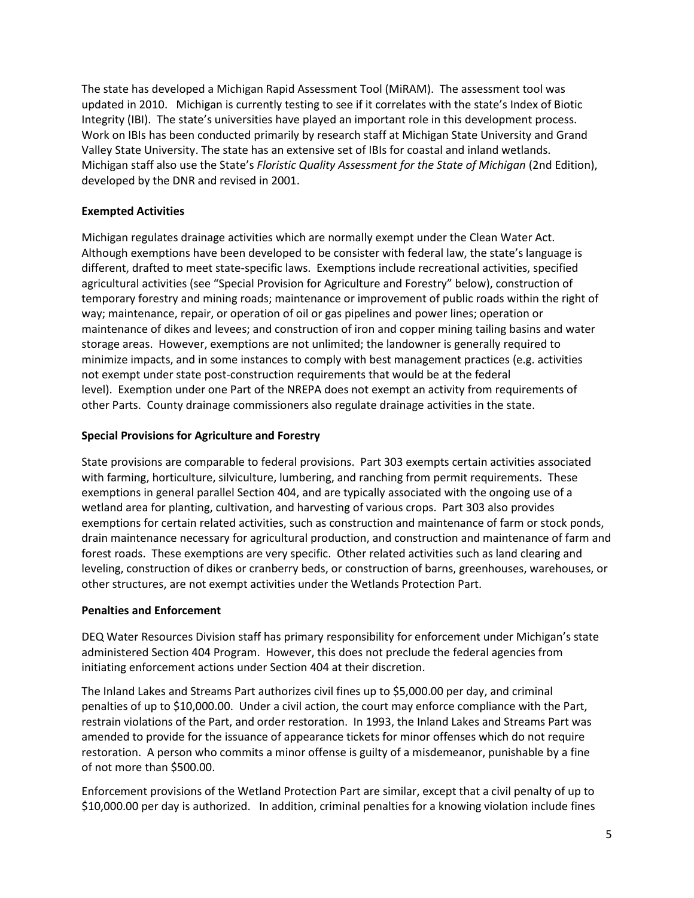The state has developed a Michigan Rapid Assessment Tool (MiRAM). The assessment tool was updated in 2010. Michigan is currently testing to see if it correlates with the state's Index of Biotic Integrity (IBI). The state's universities have played an important role in this development process. Work on IBIs has been conducted primarily by research staff at Michigan State University and Grand Valley State University. The state has an extensive set of IBIs for coastal and inland wetlands. Michigan staff also use the State's *Floristic Quality Assessment for the State of Michigan* (2nd Edition), developed by the DNR and revised in 2001.

**Exempted Activities**

Michigan regulates drainage activities which are normally exempt under the Clean Water Act. Although exemptions have been developed to be consister with federal law, the state's language is different, drafted to meet state-specific laws. Exemptions include recreational activities, specified agricultural activities (see "Special Provision for Agriculture and Forestry" below), construction of temporary forestry and mining roads; maintenance or improvement of public roads within the right of way; maintenance, repair, or operation of oil or gas pipelines and power lines; operation or maintenance of dikes and levees; and construction of iron and copper mining tailing basins and water storage areas. However, exemptions are not unlimited; the landowner is generally required to minimize impacts, and in some instances to comply with best management practices (e.g. activities not exempt under state post-construction requirements that would be at the federal level). Exemption under one Part of the NREPA does not exempt an activity from requirements of other Parts. County drainage commissioners also regulate drainage activities in the state.

**Special Provisions for Agriculture and Forestry**

State provisions are comparable to federal provisions. Part 303 exempts certain activities associated with farming, horticulture, silviculture, lumbering, and ranching from permit requirements. These exemptions in general parallel Section 404, and are typically associated with the ongoing use of a wetland area for planting, cultivation, and harvesting of various crops. Part 303 also provides exemptions for certain related activities, such as construction and maintenance of farm or stock ponds, drain maintenance necessary for agricultural production, and construction and maintenance of farm and forest roads. These exemptions are very specific. Other related activities such as land clearing and leveling, construction of dikes or cranberry beds, or construction of barns, greenhouses, warehouses, or other structures, are not exempt activities under the Wetlands Protection Part.

**Penalties and Enforcement**

DEQ Water Resources Division staff has primary responsibility for enforcement under Michigan's state administered Section 404 Program. However, this does not preclude the federal agencies from initiating enforcement actions under Section 404 at their discretion.

The Inland Lakes and Streams Part authorizes civil fines up to $5,000.00 per day, and criminal penalties of up to $10,000.00. Under a civil action, the court may enforce compliance with the Part, restrain violations of the Part, and order restoration. In 1993, the Inland Lakes and Streams Part was amended to provide for the issuance of appearance tickets for minor offenses which do not require restoration. A person who commits a minor offense is guilty of a misdemeanor, punishable by a fine of not more than $500.00.

Enforcement provisions of the Wetland Protection Part are similar, except that a civil penalty of up to $10,000.00 per day is authorized. In addition, criminal penalties for a knowing violation include fines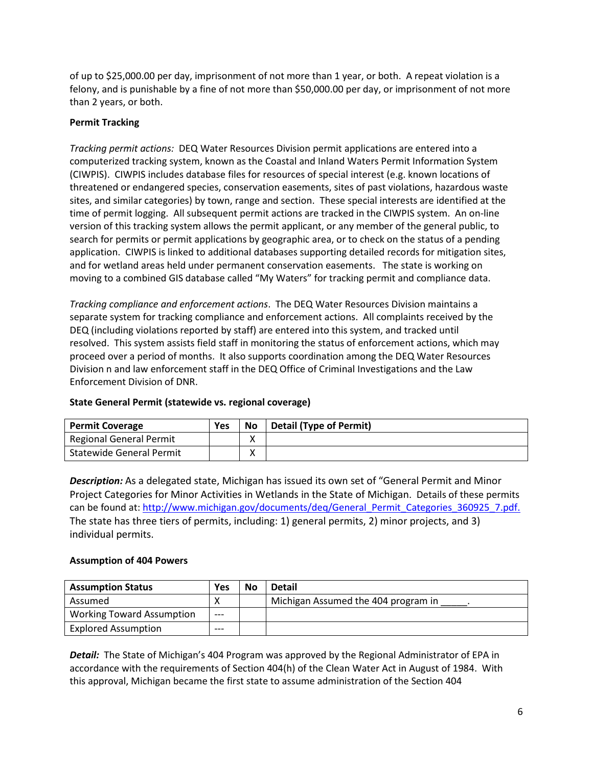of up to $25,000.00 per day, imprisonment of not more than 1 year, or both. A repeat violation is a felony, and is punishable by a fine of not more than $50,000.00 per day, or imprisonment of not more than 2 years, or both.

**Permit Tracking**

*Tracking permit actions:* DEQ Water Resources Division permit applications are entered into a computerized tracking system, known as the Coastal and Inland Waters Permit Information System (CIWPIS). CIWPIS includes database files for resources of special interest (e.g. known locations of threatened or endangered species, conservation easements, sites of past violations, hazardous waste sites, and similar categories) by town, range and section. These special interests are identified at the time of permit logging. All subsequent permit actions are tracked in the CIWPIS system. An on-line version of this tracking system allows the permit applicant, or any member of the general public, to search for permits or permit applications by geographic area, or to check on the status of a pending application. CIWPIS is linked to additional databases supporting detailed records for mitigation sites, and for wetland areas held under permanent conservation easements. The state is working on moving to a combined GIS database called "My Waters" for tracking permit and compliance data.

*Tracking compliance and enforcement actions*. The DEQ Water Resources Division maintains a separate system for tracking compliance and enforcement actions. All complaints received by the DEQ (including violations reported by staff) are entered into this system, and tracked until resolved. This system assists field staff in monitoring the status of enforcement actions, which may proceed over a period of months. It also supports coordination among the DEQ Water Resources Division n and law enforcement staff in the DEQ Office of Criminal Investigations and the Law Enforcement Division of DNR.

**State General Permit (statewide vs. regional coverage)**

| Permit Coverage | Yes | No | Detail (Type of Permit) |
|---|---|---|---|
| Regional General Permit | | X | |
| Statewide General Permit | | X | |

***Description:*** As a delegated state, Michigan has issued its own set of "General Permit and Minor Project Categories for Minor Activities in Wetlands in the State of Michigan. Details of these permits can be found at: http://www.michigan.gov/documents/deq/General_Permit_Categories_360925_7.pdf. The state has three tiers of permits, including: 1) general permits, 2) minor projects, and 3) individual permits.

**Assumption of 404 Powers**

| Assumption Status | Yes | No | Detail |
|---|---|---|---|
| Assumed | X | | Michigan Assumed the 404 program in _____. |
| Working Toward Assumption | --- | | |
| Explored Assumption | --- | | |

***Detail:*** The State of Michigan's 404 Program was approved by the Regional Administrator of EPA in accordance with the requirements of Section 404(h) of the Clean Water Act in August of 1984. With this approval, Michigan became the first state to assume administration of the Section 404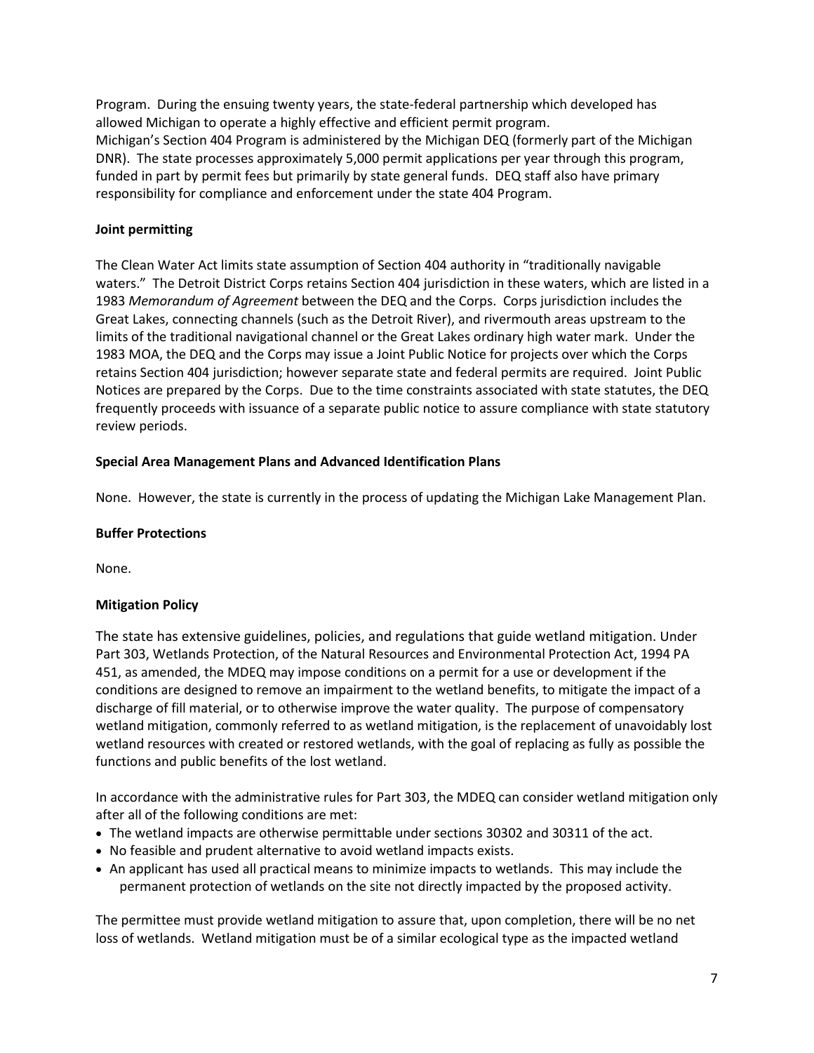Program. During the ensuing twenty years, the state-federal partnership which developed has allowed Michigan to operate a highly effective and efficient permit program.
Michigan's Section 404 Program is administered by the Michigan DEQ (formerly part of the Michigan DNR). The state processes approximately 5,000 permit applications per year through this program, funded in part by permit fees but primarily by state general funds. DEQ staff also have primary responsibility for compliance and enforcement under the state 404 Program.

**Joint permitting**

The Clean Water Act limits state assumption of Section 404 authority in "traditionally navigable waters." The Detroit District Corps retains Section 404 jurisdiction in these waters, which are listed in a 1983 *Memorandum of Agreement* between the DEQ and the Corps. Corps jurisdiction includes the Great Lakes, connecting channels (such as the Detroit River), and rivermouth areas upstream to the limits of the traditional navigational channel or the Great Lakes ordinary high water mark. Under the 1983 MOA, the DEQ and the Corps may issue a Joint Public Notice for projects over which the Corps retains Section 404 jurisdiction; however separate state and federal permits are required. Joint Public Notices are prepared by the Corps. Due to the time constraints associated with state statutes, the DEQ frequently proceeds with issuance of a separate public notice to assure compliance with state statutory review periods.

**Special Area Management Plans and Advanced Identification Plans**

None. However, the state is currently in the process of updating the Michigan Lake Management Plan.

**Buffer Protections**

None.

**Mitigation Policy**

The state has extensive guidelines, policies, and regulations that guide wetland mitigation. Under Part 303, Wetlands Protection, of the Natural Resources and Environmental Protection Act, 1994 PA 451, as amended, the MDEQ may impose conditions on a permit for a use or development if the conditions are designed to remove an impairment to the wetland benefits, to mitigate the impact of a discharge of fill material, or to otherwise improve the water quality. The purpose of compensatory wetland mitigation, commonly referred to as wetland mitigation, is the replacement of unavoidably lost wetland resources with created or restored wetlands, with the goal of replacing as fully as possible the functions and public benefits of the lost wetland.

In accordance with the administrative rules for Part 303, the MDEQ can consider wetland mitigation only after all of the following conditions are met:

- The wetland impacts are otherwise permittable under sections 30302 and 30311 of the act.
- No feasible and prudent alternative to avoid wetland impacts exists.
- An applicant has used all practical means to minimize impacts to wetlands. This may include the permanent protection of wetlands on the site not directly impacted by the proposed activity.

The permittee must provide wetland mitigation to assure that, upon completion, there will be no net loss of wetlands. Wetland mitigation must be of a similar ecological type as the impacted wetland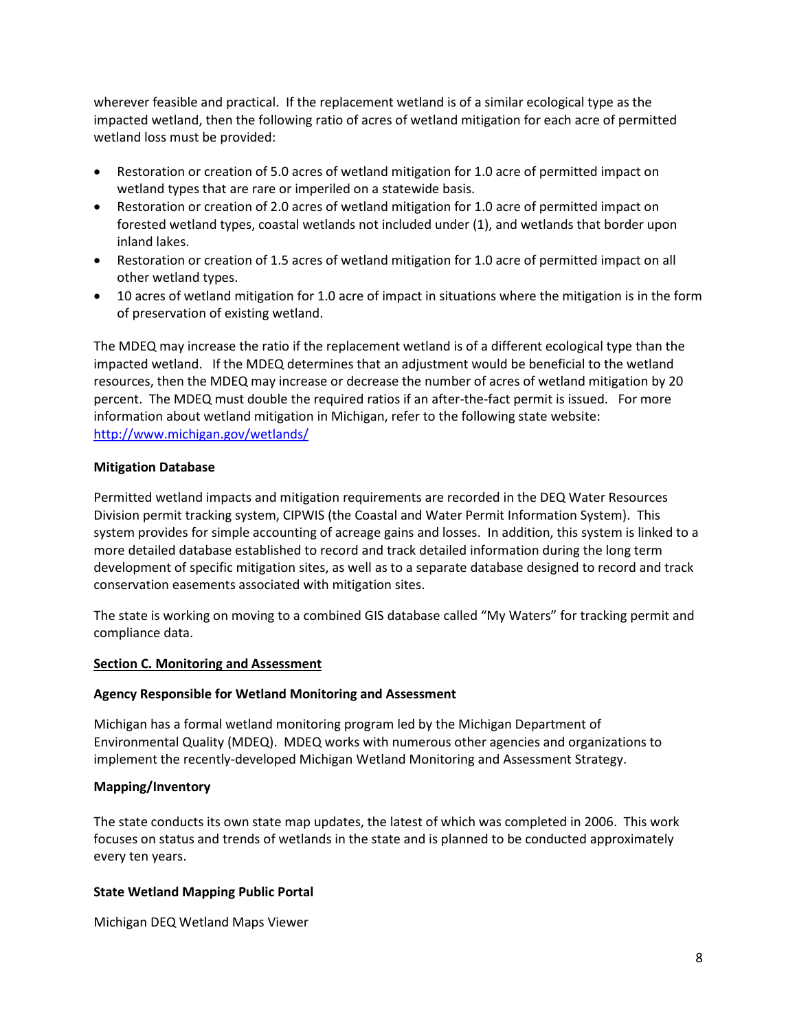wherever feasible and practical. If the replacement wetland is of a similar ecological type as the impacted wetland, then the following ratio of acres of wetland mitigation for each acre of permitted wetland loss must be provided:

- Restoration or creation of 5.0 acres of wetland mitigation for 1.0 acre of permitted impact on wetland types that are rare or imperiled on a statewide basis.
- Restoration or creation of 2.0 acres of wetland mitigation for 1.0 acre of permitted impact on forested wetland types, coastal wetlands not included under (1), and wetlands that border upon inland lakes.
- Restoration or creation of 1.5 acres of wetland mitigation for 1.0 acre of permitted impact on all other wetland types.
- 10 acres of wetland mitigation for 1.0 acre of impact in situations where the mitigation is in the form of preservation of existing wetland.

The MDEQ may increase the ratio if the replacement wetland is of a different ecological type than the impacted wetland. If the MDEQ determines that an adjustment would be beneficial to the wetland resources, then the MDEQ may increase or decrease the number of acres of wetland mitigation by 20 percent. The MDEQ must double the required ratios if an after-the-fact permit is issued. For more information about wetland mitigation in Michigan, refer to the following state website: [http://www.michigan.gov/wetlands/](http://www.michigan.gov/wetlands/)

**Mitigation Database**

Permitted wetland impacts and mitigation requirements are recorded in the DEQ Water Resources Division permit tracking system, CIPWIS (the Coastal and Water Permit Information System). This system provides for simple accounting of acreage gains and losses. In addition, this system is linked to a more detailed database established to record and track detailed information during the long term development of specific mitigation sites, as well as to a separate database designed to record and track conservation easements associated with mitigation sites.

The state is working on moving to a combined GIS database called "My Waters" for tracking permit and compliance data.

## Section C. Monitoring and Assessment

**Agency Responsible for Wetland Monitoring and Assessment**

Michigan has a formal wetland monitoring program led by the Michigan Department of Environmental Quality (MDEQ). MDEQ works with numerous other agencies and organizations to implement the recently-developed Michigan Wetland Monitoring and Assessment Strategy.

**Mapping/Inventory**

The state conducts its own state map updates, the latest of which was completed in 2006. This work focuses on status and trends of wetlands in the state and is planned to be conducted approximately every ten years.

**State Wetland Mapping Public Portal**

Michigan DEQ Wetland Maps Viewer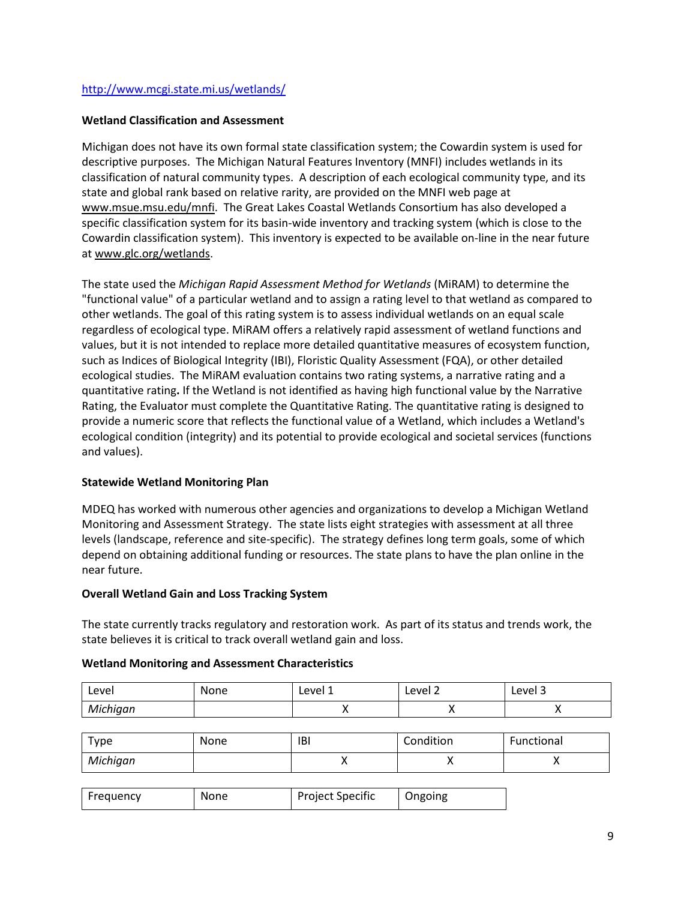http://www.mcgi.state.mi.us/wetlands/

**Wetland Classification and Assessment**

Michigan does not have its own formal state classification system; the Cowardin system is used for descriptive purposes. The Michigan Natural Features Inventory (MNFI) includes wetlands in its classification of natural community types. A description of each ecological community type, and its state and global rank based on relative rarity, are provided on the MNFI web page at www.msue.msu.edu/mnfi. The Great Lakes Coastal Wetlands Consortium has also developed a specific classification system for its basin-wide inventory and tracking system (which is close to the Cowardin classification system). This inventory is expected to be available on-line in the near future at www.glc.org/wetlands.

The state used the *Michigan Rapid Assessment Method for Wetlands* (MiRAM) to determine the "functional value" of a particular wetland and to assign a rating level to that wetland as compared to other wetlands. The goal of this rating system is to assess individual wetlands on an equal scale regardless of ecological type. MiRAM offers a relatively rapid assessment of wetland functions and values, but it is not intended to replace more detailed quantitative measures of ecosystem function, such as Indices of Biological Integrity (IBI), Floristic Quality Assessment (FQA), or other detailed ecological studies. The MiRAM evaluation contains two rating systems, a narrative rating and a quantitative rating**.** If the Wetland is not identified as having high functional value by the Narrative Rating, the Evaluator must complete the Quantitative Rating. The quantitative rating is designed to provide a numeric score that reflects the functional value of a Wetland, which includes a Wetland's ecological condition (integrity) and its potential to provide ecological and societal services (functions and values).

**Statewide Wetland Monitoring Plan**

MDEQ has worked with numerous other agencies and organizations to develop a Michigan Wetland Monitoring and Assessment Strategy. The state lists eight strategies with assessment at all three levels (landscape, reference and site-specific). The strategy defines long term goals, some of which depend on obtaining additional funding or resources. The state plans to have the plan online in the near future.

**Overall Wetland Gain and Loss Tracking System**

The state currently tracks regulatory and restoration work. As part of its status and trends work, the state believes it is critical to track overall wetland gain and loss.

**Wetland Monitoring and Assessment Characteristics**

| Level | None | Level 1 | Level 2 | Level 3 |
|---|---|---|---|---|
| *Michigan* | | X | X | X |

| Type | None | IBI | Condition | Functional |
|---|---|---|---|---|
| *Michigan* | | X | X | X |

| Frequency | None | Project Specific | Ongoing |
|---|---|---|---|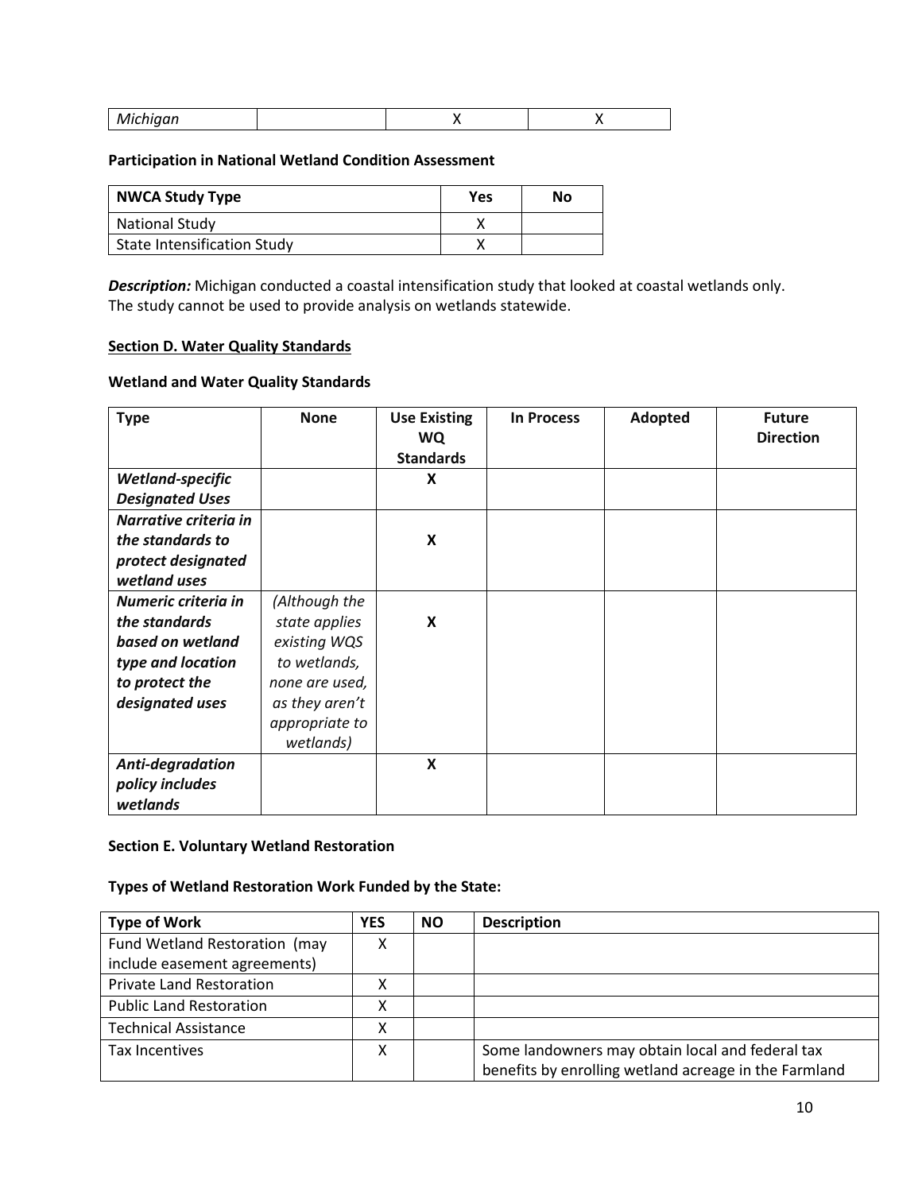| Michigan | | X | X |
|---|---|---|---|

**Participation in National Wetland Condition Assessment**

| NWCA Study Type | Yes | No |
|---|---|---|
| National Study | X | |
| State Intensification Study | X | |

***Description:*** Michigan conducted a coastal intensification study that looked at coastal wetlands only. The study cannot be used to provide analysis on wetlands statewide.

**Section D. Water Quality Standards**

**Wetland and Water Quality Standards**

| Type | None | Use Existing WQ Standards | In Process | Adopted | Future Direction |
|---|---|---|---|---|---|
| ***Wetland-specific Designated Uses*** | | **X** | | | |
| ***Narrative criteria in the standards to protect designated wetland uses*** | | **X** | | | |
| ***Numeric criteria in the standards based on wetland type and location to protect the designated uses*** | *(Although the state applies existing WQS to wetlands, none are used, as they aren't appropriate to wetlands)* | **X** | | | |
| ***Anti-degradation policy includes wetlands*** | | **X** | | | |

**Section E. Voluntary Wetland Restoration**

**Types of Wetland Restoration Work Funded by the State:**

| Type of Work | YES | NO | Description |
|---|---|---|---|
| Fund Wetland Restoration (may include easement agreements) | X | | |
| Private Land Restoration | X | | |
| Public Land Restoration | X | | |
| Technical Assistance | X | | |
| Tax Incentives | X | | Some landowners may obtain local and federal tax benefits by enrolling wetland acreage in the Farmland |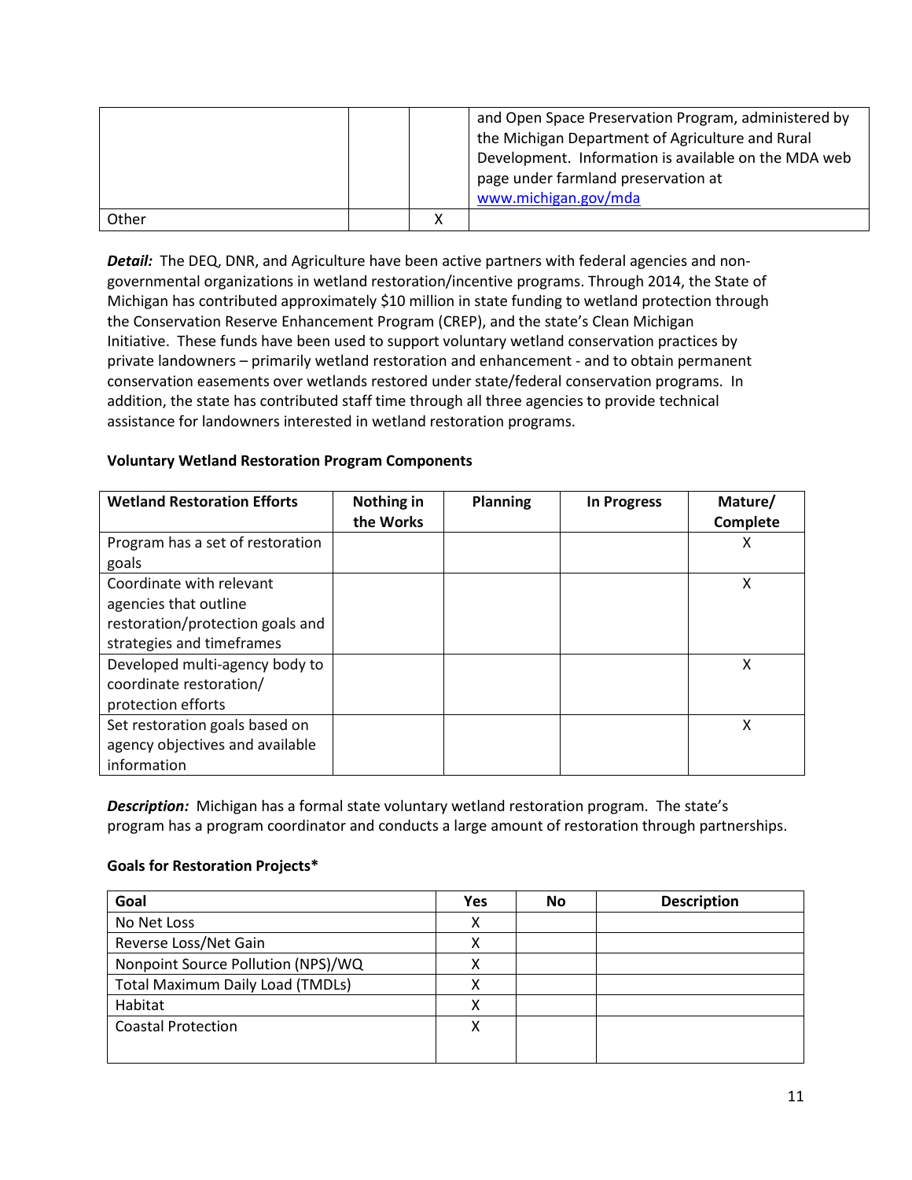| | | | and Open Space Preservation Program, administered by the Michigan Department of Agriculture and Rural Development. Information is available on the MDA web page under farmland preservation at [www.michigan.gov/mda](http://www.michigan.gov/mda) |
|---|---|---|---|
| Other | | X | |

***Detail:*** The DEQ, DNR, and Agriculture have been active partners with federal agencies and non-governmental organizations in wetland restoration/incentive programs. Through 2014, the State of Michigan has contributed approximately $10 million in state funding to wetland protection through the Conservation Reserve Enhancement Program (CREP), and the state's Clean Michigan Initiative. These funds have been used to support voluntary wetland conservation practices by private landowners – primarily wetland restoration and enhancement - and to obtain permanent conservation easements over wetlands restored under state/federal conservation programs. In addition, the state has contributed staff time through all three agencies to provide technical assistance for landowners interested in wetland restoration programs.

**Voluntary Wetland Restoration Program Components**

| Wetland Restoration Efforts | Nothing in the Works | Planning | In Progress | Mature/ Complete |
|---|---|---|---|---|
| Program has a set of restoration goals | | | | X |
| Coordinate with relevant agencies that outline restoration/protection goals and strategies and timeframes | | | | X |
| Developed multi-agency body to coordinate restoration/ protection efforts | | | | X |
| Set restoration goals based on agency objectives and available information | | | | X |

***Description:*** Michigan has a formal state voluntary wetland restoration program. The state's program has a program coordinator and conducts a large amount of restoration through partnerships.

**Goals for Restoration Projects***

| Goal | Yes | No | Description |
|---|---|---|---|
| No Net Loss | X | | |
| Reverse Loss/Net Gain | X | | |
| Nonpoint Source Pollution (NPS)/WQ | X | | |
| Total Maximum Daily Load (TMDLs) | X | | |
| Habitat | X | | |
| Coastal Protection | X | | |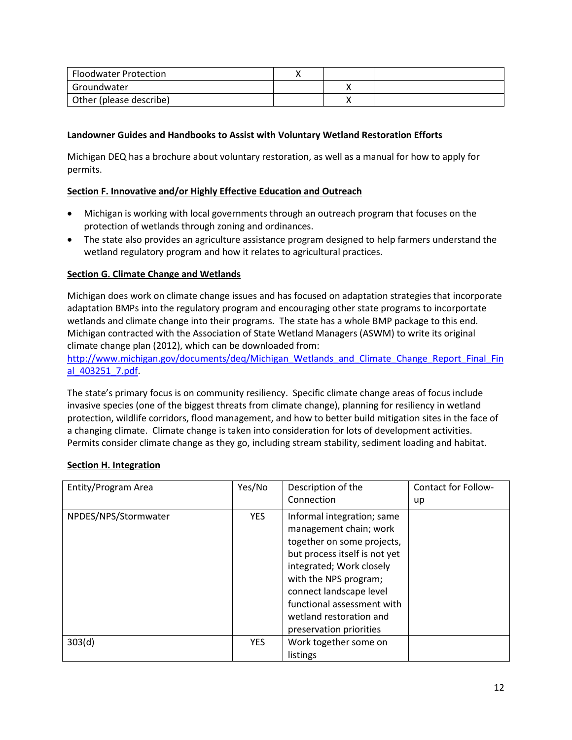| Floodwater Protection | X | | |
|---|---|---|---|
| Groundwater | | X | |
| Other (please describe) | | X | |

**Landowner Guides and Handbooks to Assist with Voluntary Wetland Restoration Efforts**

Michigan DEQ has a brochure about voluntary restoration, as well as a manual for how to apply for permits.

**Section F. Innovative and/or Highly Effective Education and Outreach**

- Michigan is working with local governments through an outreach program that focuses on the protection of wetlands through zoning and ordinances.
- The state also provides an agriculture assistance program designed to help farmers understand the wetland regulatory program and how it relates to agricultural practices.

**Section G. Climate Change and Wetlands**

Michigan does work on climate change issues and has focused on adaptation strategies that incorporate adaptation BMPs into the regulatory program and encouraging other state programs to incorportate wetlands and climate change into their programs. The state has a whole BMP package to this end. Michigan contracted with the Association of State Wetland Managers (ASWM) to write its original climate change plan (2012), which can be downloaded from: http://www.michigan.gov/documents/deq/Michigan_Wetlands_and_Climate_Change_Report_Final_Final_403251_7.pdf.

The state's primary focus is on community resiliency. Specific climate change areas of focus include invasive species (one of the biggest threats from climate change), planning for resiliency in wetland protection, wildlife corridors, flood management, and how to better build mitigation sites in the face of a changing climate. Climate change is taken into consideration for lots of development activities. Permits consider climate change as they go, including stream stability, sediment loading and habitat.

**Section H. Integration**

| Entity/Program Area | Yes/No | Description of the Connection | Contact for Follow-up |
|---|---|---|---|
| NPDES/NPS/Stormwater | YES | Informal integration; same management chain; work together on some projects, but process itself is not yet integrated; Work closely with the NPS program; connect landscape level functional assessment with wetland restoration and preservation priorities | |
| 303(d) | YES | Work together some on listings | |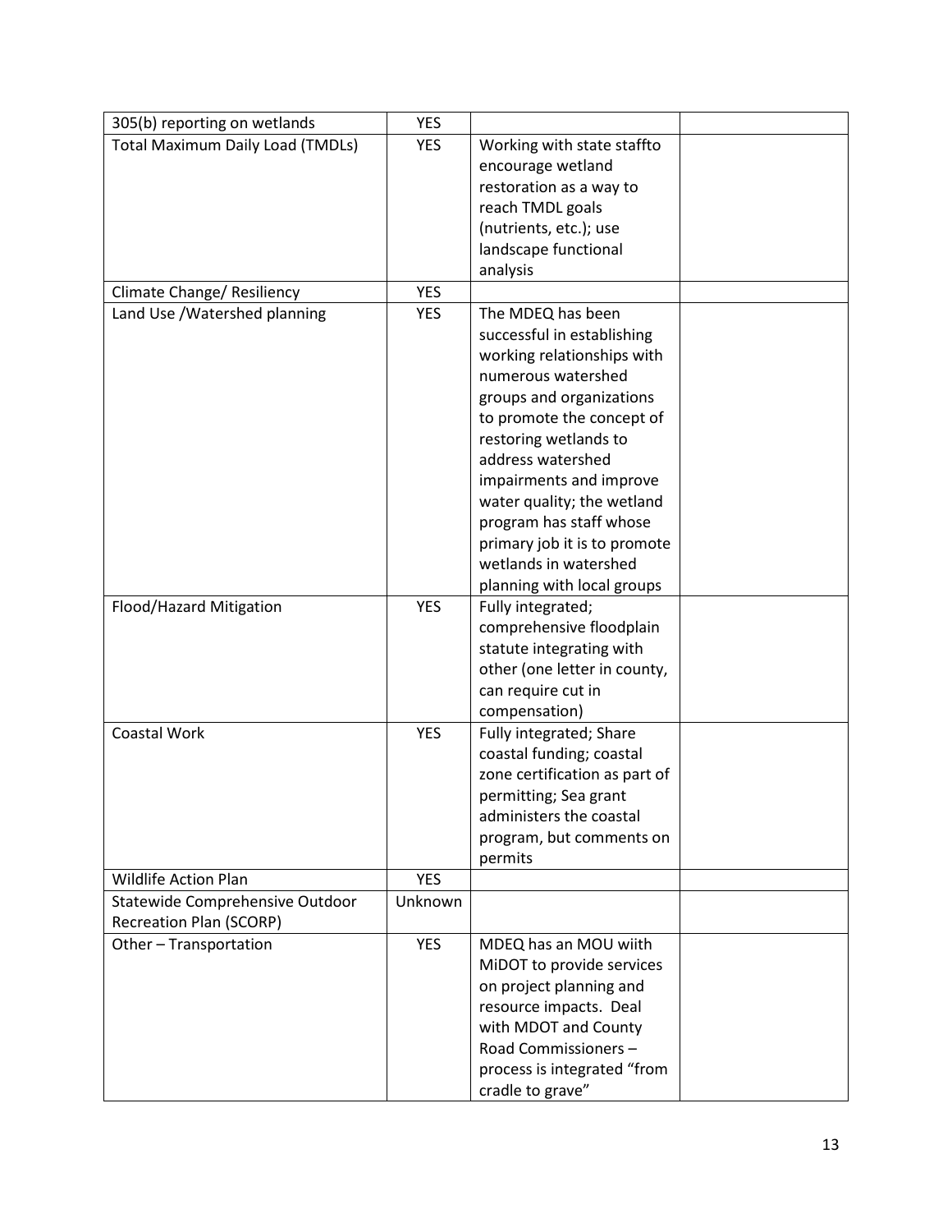| 305(b) reporting on wetlands | YES | | |
|---|---|---|---|
| Total Maximum Daily Load (TMDLs) | YES | Working with state staffto encourage wetland restoration as a way to reach TMDL goals (nutrients, etc.); use landscape functional analysis | |
| Climate Change/ Resiliency | YES | | |
| Land Use /Watershed planning | YES | The MDEQ has been successful in establishing working relationships with numerous watershed groups and organizations to promote the concept of restoring wetlands to address watershed impairments and improve water quality; the wetland program has staff whose primary job it is to promote wetlands in watershed planning with local groups | |
| Flood/Hazard Mitigation | YES | Fully integrated; comprehensive floodplain statute integrating with other (one letter in county, can require cut in compensation) | |
| Coastal Work | YES | Fully integrated; Share coastal funding; coastal zone certification as part of permitting; Sea grant administers the coastal program, but comments on permits | |
| Wildlife Action Plan | YES | | |
| Statewide Comprehensive Outdoor Recreation Plan (SCORP) | Unknown | | |
| Other – Transportation | YES | MDEQ has an MOU wiith MiDOT to provide services on project planning and resource impacts. Deal with MDOT and County Road Commissioners – process is integrated "from cradle to grave" | |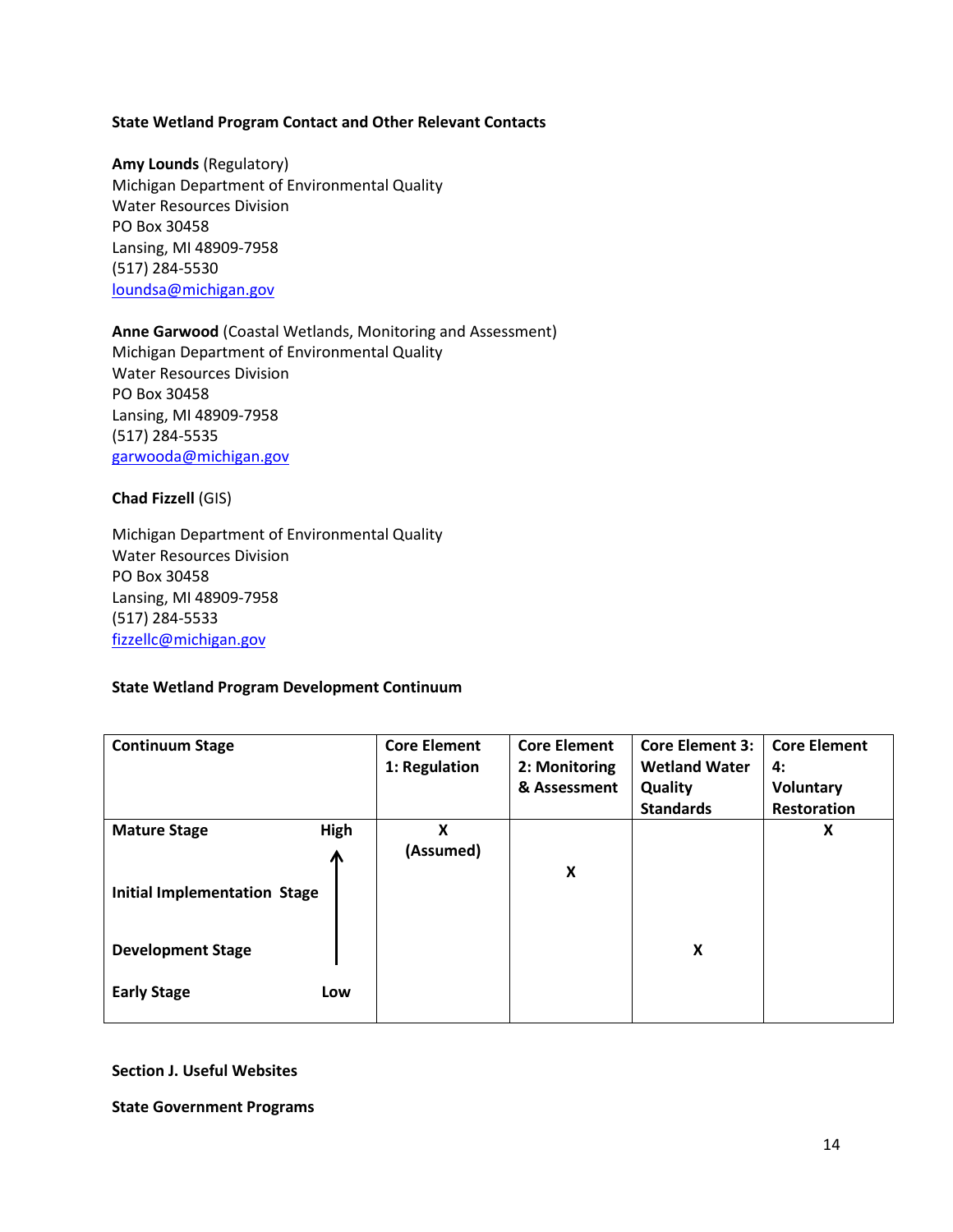**State Wetland Program Contact and Other Relevant Contacts**

**Amy Lounds** (Regulatory)
Michigan Department of Environmental Quality
Water Resources Division
PO Box 30458
Lansing, MI 48909-7958
(517) 284-5530
loundsa@michigan.gov

**Anne Garwood** (Coastal Wetlands, Monitoring and Assessment)
Michigan Department of Environmental Quality
Water Resources Division
PO Box 30458
Lansing, MI 48909-7958
(517) 284-5535
garwooda@michigan.gov

**Chad Fizzell** (GIS)

Michigan Department of Environmental Quality
Water Resources Division
PO Box 30458
Lansing, MI 48909-7958
(517) 284-5533
fizzellc@michigan.gov

**State Wetland Program Development Continuum**

| Continuum Stage | Core Element 1: Regulation | Core Element 2: Monitoring & Assessment | Core Element 3: Wetland Water Quality Standards | Core Element 4: Voluntary Restoration |
|---|---|---|---|---|
| **Mature Stage** (High) | X (Assumed) | | | X |
| **Initial Implementation Stage** | | X | | |
| **Development Stage** | | | X | |
| **Early Stage** (Low) | | | | |

**Section J. Useful Websites**

**State Government Programs**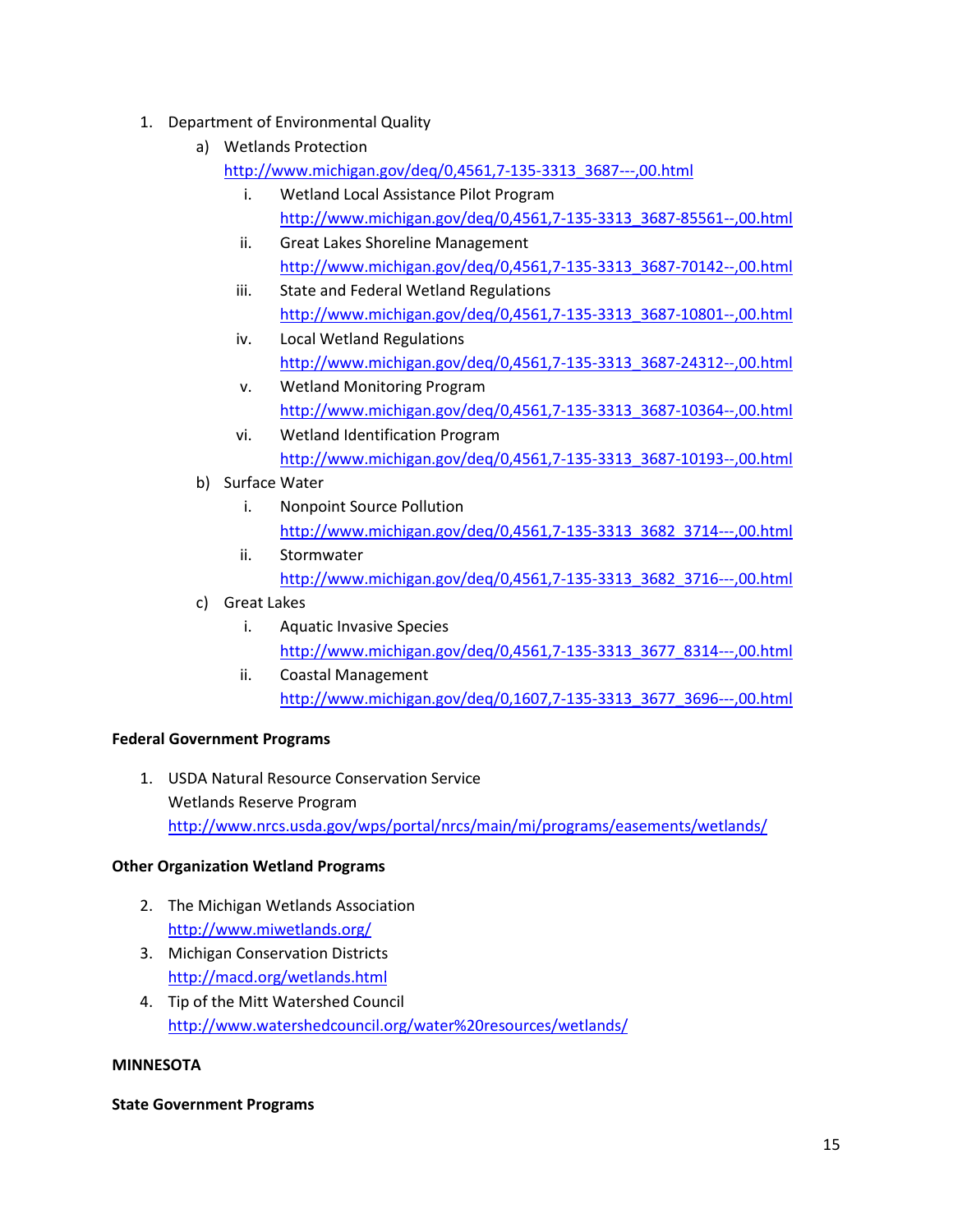1. Department of Environmental Quality
   a) Wetlands Protection
      http://www.michigan.gov/deq/0,4561,7-135-3313_3687---,00.html
      i. Wetland Local Assistance Pilot Program
         http://www.michigan.gov/deq/0,4561,7-135-3313_3687-85561--,00.html
      ii. Great Lakes Shoreline Management
         http://www.michigan.gov/deq/0,4561,7-135-3313_3687-70142--,00.html
      iii. State and Federal Wetland Regulations
         http://www.michigan.gov/deq/0,4561,7-135-3313_3687-10801--,00.html
      iv. Local Wetland Regulations
         http://www.michigan.gov/deq/0,4561,7-135-3313_3687-24312--,00.html
      v. Wetland Monitoring Program
         http://www.michigan.gov/deq/0,4561,7-135-3313_3687-10364--,00.html
      vi. Wetland Identification Program
         http://www.michigan.gov/deq/0,4561,7-135-3313_3687-10193--,00.html
   b) Surface Water
      i. Nonpoint Source Pollution
         http://www.michigan.gov/deq/0,4561,7-135-3313_3682_3714---,00.html
      ii. Stormwater
         http://www.michigan.gov/deq/0,4561,7-135-3313_3682_3716---,00.html
   c) Great Lakes
      i. Aquatic Invasive Species
         http://www.michigan.gov/deq/0,4561,7-135-3313_3677_8314---,00.html
      ii. Coastal Management
         http://www.michigan.gov/deq/0,1607,7-135-3313_3677_3696---,00.html

**Federal Government Programs**

1. USDA Natural Resource Conservation Service
   Wetlands Reserve Program
   http://www.nrcs.usda.gov/wps/portal/nrcs/main/mi/programs/easements/wetlands/

**Other Organization Wetland Programs**

2. The Michigan Wetlands Association
   http://www.miwetlands.org/
3. Michigan Conservation Districts
   http://macd.org/wetlands.html
4. Tip of the Mitt Watershed Council
   http://www.watershedcouncil.org/water%20resources/wetlands/

**MINNESOTA**

**State Government Programs**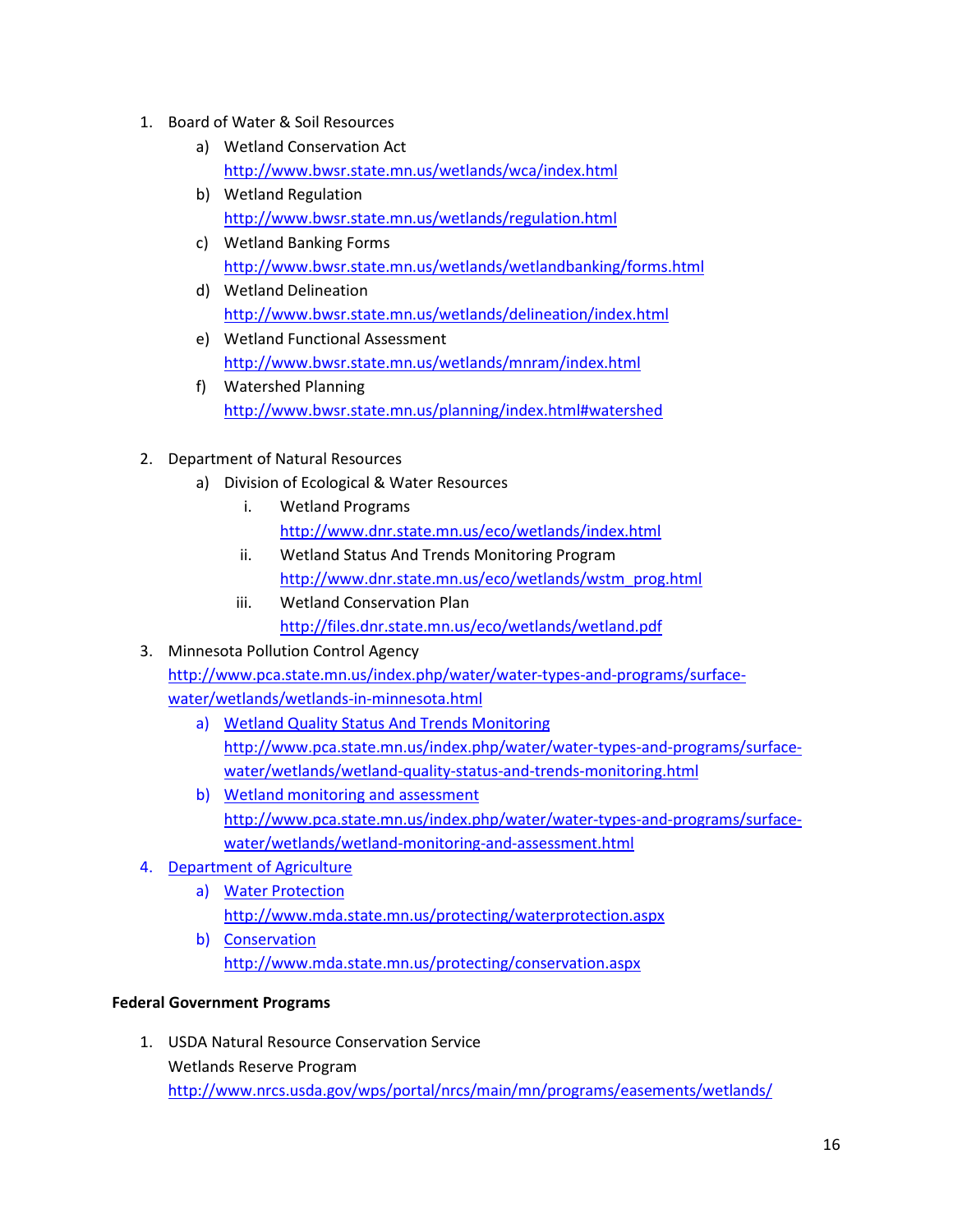1. Board of Water & Soil Resources
    a) Wetland Conservation Act
    http://www.bwsr.state.mn.us/wetlands/wca/index.html
    b) Wetland Regulation
    http://www.bwsr.state.mn.us/wetlands/regulation.html
    c) Wetland Banking Forms
    http://www.bwsr.state.mn.us/wetlands/wetlandbanking/forms.html
    d) Wetland Delineation
    http://www.bwsr.state.mn.us/wetlands/delineation/index.html
    e) Wetland Functional Assessment
    http://www.bwsr.state.mn.us/wetlands/mnram/index.html
    f) Watershed Planning
    http://www.bwsr.state.mn.us/planning/index.html#watershed

2. Department of Natural Resources
    a) Division of Ecological & Water Resources
        i. Wetland Programs
        http://www.dnr.state.mn.us/eco/wetlands/index.html
        ii. Wetland Status And Trends Monitoring Program
        http://www.dnr.state.mn.us/eco/wetlands/wstm_prog.html
        iii. Wetland Conservation Plan
        http://files.dnr.state.mn.us/eco/wetlands/wetland.pdf

3. Minnesota Pollution Control Agency
    http://www.pca.state.mn.us/index.php/water/water-types-and-programs/surface-water/wetlands/wetlands-in-minnesota.html
    a) Wetland Quality Status And Trends Monitoring
    http://www.pca.state.mn.us/index.php/water/water-types-and-programs/surface-water/wetlands/wetland-quality-status-and-trends-monitoring.html
    b) Wetland monitoring and assessment
    http://www.pca.state.mn.us/index.php/water/water-types-and-programs/surface-water/wetlands/wetland-monitoring-and-assessment.html

4. Department of Agriculture
    a) Water Protection
    http://www.mda.state.mn.us/protecting/waterprotection.aspx
    b) Conservation
    http://www.mda.state.mn.us/protecting/conservation.aspx

**Federal Government Programs**

1. USDA Natural Resource Conservation Service
    Wetlands Reserve Program
    http://www.nrcs.usda.gov/wps/portal/nrcs/main/mn/programs/easements/wetlands/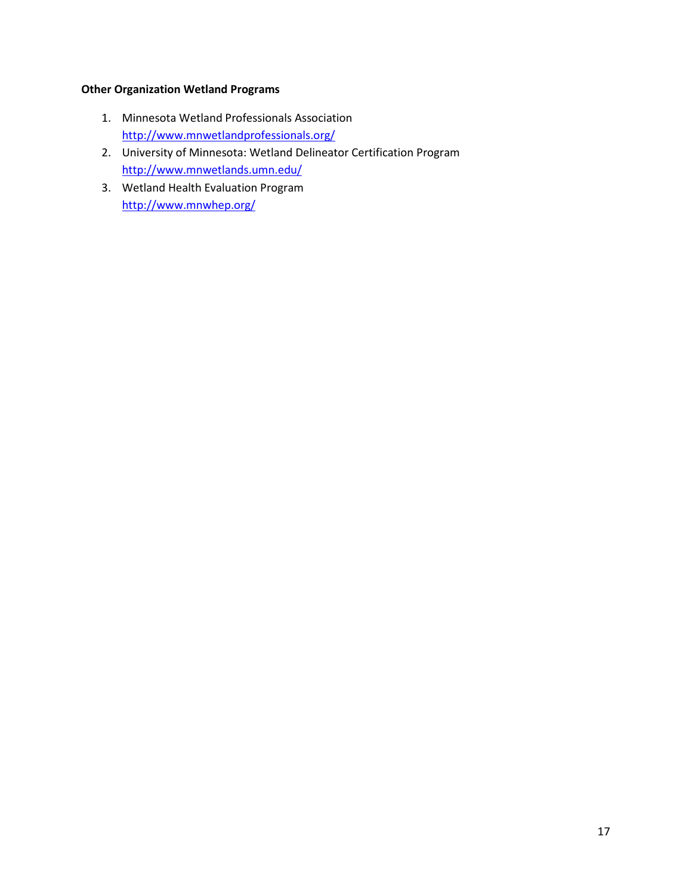**Other Organization Wetland Programs**

1. Minnesota Wetland Professionals Association
   http://www.mnwetlandprofessionals.org/
2. University of Minnesota: Wetland Delineator Certification Program
   http://www.mnwetlands.umn.edu/
3. Wetland Health Evaluation Program
   http://www.mnwhep.org/